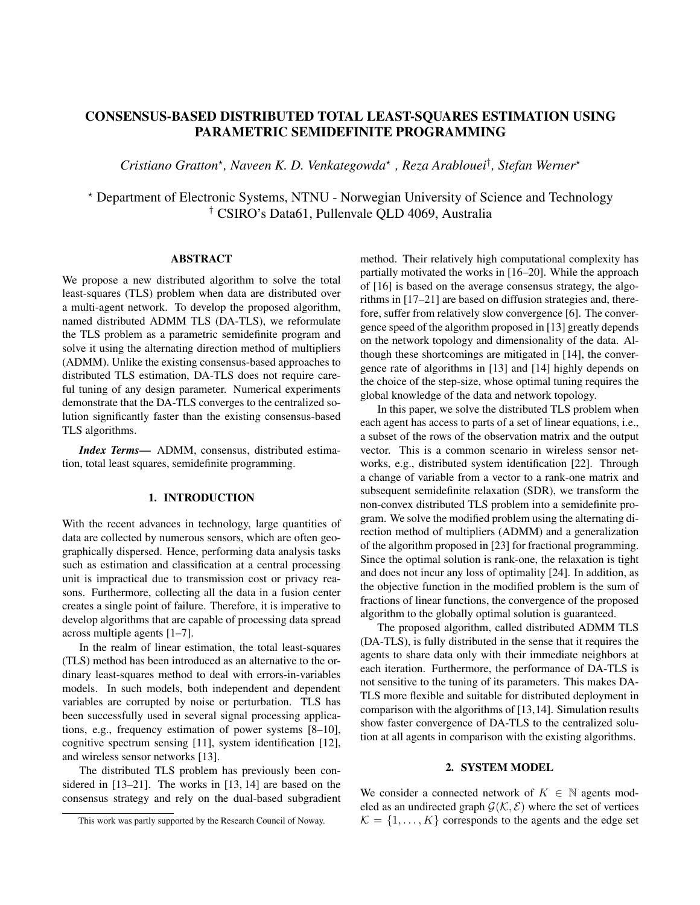# CONSENSUS-BASED DISTRIBUTED TOTAL LEAST-SQUARES ESTIMATION USING PARAMETRIC SEMIDEFINITE PROGRAMMING

*Cristiano Gratton*[⋆]*, Naveen K. D. Venkategowda*[⋆] *, Reza Arablouei*[†]*, Stefan Werner*[⋆]

[⋆] Department of Electronic Systems, NTNU - Norwegian University of Science and Technology
[†] CSIRO's Data61, Pullenvale QLD 4069, Australia

## ABSTRACT

We propose a new distributed algorithm to solve the total least-squares (TLS) problem when data are distributed over a multi-agent network. To develop the proposed algorithm, named distributed ADMM TLS (DA-TLS), we reformulate the TLS problem as a parametric semidefinite program and solve it using the alternating direction method of multipliers (ADMM). Unlike the existing consensus-based approaches to distributed TLS estimation, DA-TLS does not require careful tuning of any design parameter. Numerical experiments demonstrate that the DA-TLS converges to the centralized solution significantly faster than the existing consensus-based TLS algorithms.

***Index Terms***— ADMM, consensus, distributed estimation, total least squares, semidefinite programming.

## 1. INTRODUCTION

With the recent advances in technology, large quantities of data are collected by numerous sensors, which are often geographically dispersed. Hence, performing data analysis tasks such as estimation and classification at a central processing unit is impractical due to transmission cost or privacy reasons. Furthermore, collecting all the data in a fusion center creates a single point of failure. Therefore, it is imperative to develop algorithms that are capable of processing data spread across multiple agents [1–7].

In the realm of linear estimation, the total least-squares (TLS) method has been introduced as an alternative to the ordinary least-squares method to deal with errors-in-variables models. In such models, both independent and dependent variables are corrupted by noise or perturbation. TLS has been successfully used in several signal processing applications, e.g., frequency estimation of power systems [8–10], cognitive spectrum sensing [11], system identification [12], and wireless sensor networks [13].

The distributed TLS problem has previously been considered in [13–21]. The works in [13, 14] are based on the consensus strategy and rely on the dual-based subgradient method. Their relatively high computational complexity has partially motivated the works in [16–20]. While the approach of [16] is based on the average consensus strategy, the algorithms in [17–21] are based on diffusion strategies and, therefore, suffer from relatively slow convergence [6]. The convergence speed of the algorithm proposed in [13] greatly depends on the network topology and dimensionality of the data. Although these shortcomings are mitigated in [14], the convergence rate of algorithms in [13] and [14] highly depends on the choice of the step-size, whose optimal tuning requires the global knowledge of the data and network topology.

In this paper, we solve the distributed TLS problem when each agent has access to parts of a set of linear equations, i.e., a subset of the rows of the observation matrix and the output vector. This is a common scenario in wireless sensor networks, e.g., distributed system identification [22]. Through a change of variable from a vector to a rank-one matrix and subsequent semidefinite relaxation (SDR), we transform the non-convex distributed TLS problem into a semidefinite program. We solve the modified problem using the alternating direction method of multipliers (ADMM) and a generalization of the algorithm proposed in [23] for fractional programming. Since the optimal solution is rank-one, the relaxation is tight and does not incur any loss of optimality [24]. In addition, as the objective function in the modified problem is the sum of fractions of linear functions, the convergence of the proposed algorithm to the globally optimal solution is guaranteed.

The proposed algorithm, called distributed ADMM TLS (DA-TLS), is fully distributed in the sense that it requires the agents to share data only with their immediate neighbors at each iteration. Furthermore, the performance of DA-TLS is not sensitive to the tuning of its parameters. This makes DA-TLS more flexible and suitable for distributed deployment in comparison with the algorithms of [13,14]. Simulation results show faster convergence of DA-TLS to the centralized solution at all agents in comparison with the existing algorithms.

## 2. SYSTEM MODEL

We consider a connected network of $K \in \mathbb{N}$ agents modeled as an undirected graph $\mathcal{G}(\mathcal{K}, \mathcal{E})$ where the set of vertices $\mathcal{K} = \{1, \ldots, K\}$ corresponds to the agents and the edge set

This work was partly supported by the Research Council of Noway.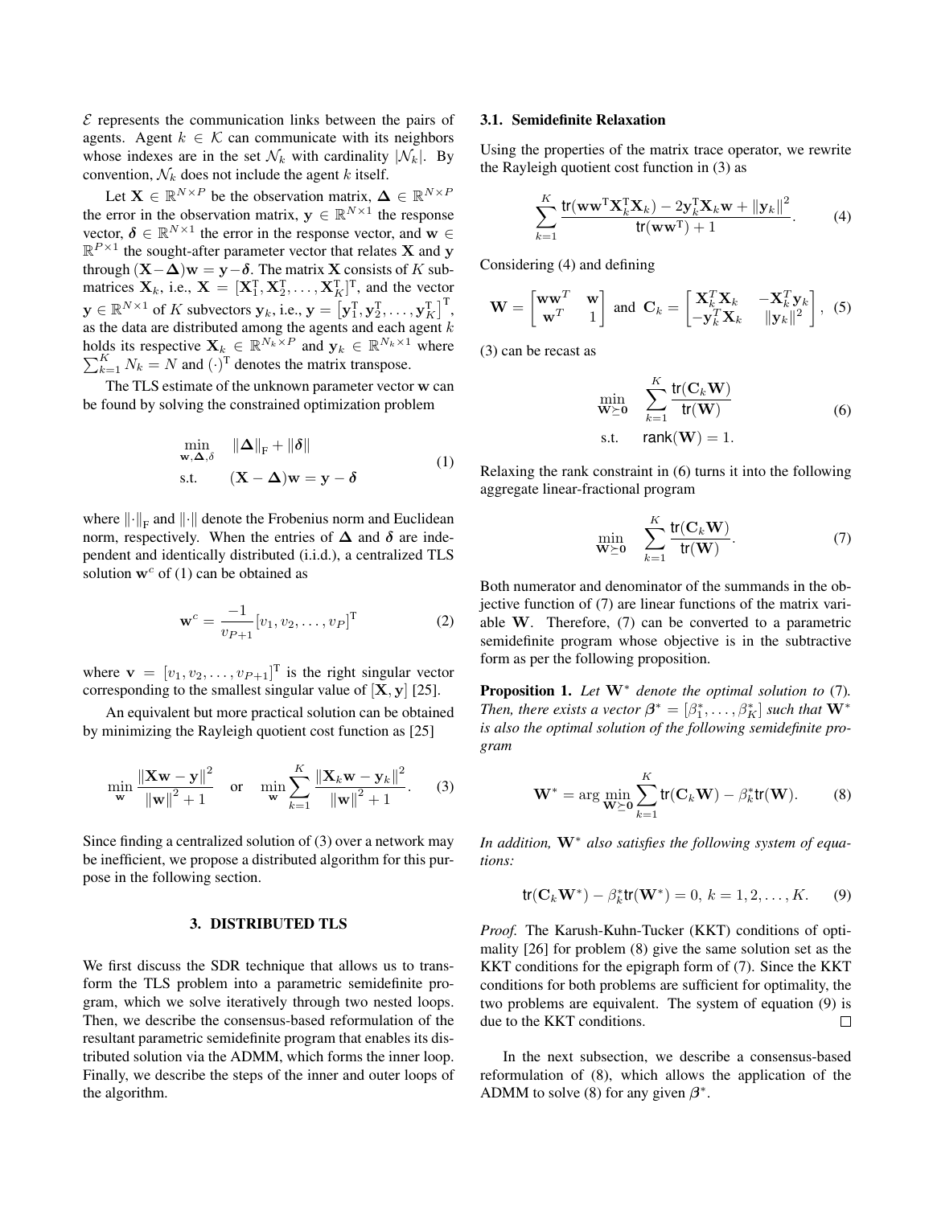$\mathcal{E}$ represents the communication links between the pairs of agents. Agent $k \in \mathcal{K}$ can communicate with its neighbors whose indexes are in the set $\mathcal{N}_k$ with cardinality $|\mathcal{N}_k|$. By convention, $\mathcal{N}_k$ does not include the agent $k$ itself.

Let $\mathbf{X} \in \mathbb{R}^{N \times P}$ be the observation matrix, $\boldsymbol{\Delta} \in \mathbb{R}^{N \times P}$ the error in the observation matrix, $\mathbf{y} \in \mathbb{R}^{N \times 1}$ the response vector, $\boldsymbol{\delta} \in \mathbb{R}^{N \times 1}$ the error in the response vector, and $\mathbf{w} \in \mathbb{R}^{P \times 1}$ the sought-after parameter vector that relates $\mathbf{X}$ and $\mathbf{y}$ through $(\mathbf{X} - \boldsymbol{\Delta})\mathbf{w} = \mathbf{y} - \boldsymbol{\delta}$. The matrix $\mathbf{X}$ consists of $K$ submatrices $\mathbf{X}_k$, i.e., $\mathbf{X} = [\mathbf{X}_1^{\mathrm{T}}, \mathbf{X}_2^{\mathrm{T}}, \ldots, \mathbf{X}_K^{\mathrm{T}}]^{\mathrm{T}}$, and the vector $\mathbf{y} \in \mathbb{R}^{N \times 1}$ of $K$ subvectors $\mathbf{y}_k$, i.e., $\mathbf{y} = \left[\mathbf{y}_1^{\mathrm{T}}, \mathbf{y}_2^{\mathrm{T}}, \ldots, \mathbf{y}_K^{\mathrm{T}}\right]^{\mathrm{T}}$, as the data are distributed among the agents and each agent $k$ holds its respective $\mathbf{X}_k \in \mathbb{R}^{N_k \times P}$ and $\mathbf{y}_k \in \mathbb{R}^{N_k \times 1}$ where $\sum_{k=1}^{K} N_k = N$ and $(\cdot)^{\mathrm{T}}$ denotes the matrix transpose.

The TLS estimate of the unknown parameter vector $\mathbf{w}$ can be found by solving the constrained optimization problem

$$\begin{aligned} \min_{\mathbf{w}, \boldsymbol{\Delta}, \delta} \quad & \|\boldsymbol{\Delta}\|_{\mathrm{F}} + \|\boldsymbol{\delta}\| \\ \text{s.t.} \quad & (\mathbf{X} - \boldsymbol{\Delta})\mathbf{w} = \mathbf{y} - \boldsymbol{\delta} \end{aligned} \tag{1}$$

where $\|\cdot\|_{\mathrm{F}}$ and $\|\cdot\|$ denote the Frobenius norm and Euclidean norm, respectively. When the entries of $\boldsymbol{\Delta}$ and $\boldsymbol{\delta}$ are independent and identically distributed (i.i.d.), a centralized TLS solution $\mathbf{w}^c$ of (1) can be obtained as

$$\mathbf{w}^c = \frac{-1}{v_{P+1}} [v_1, v_2, \ldots, v_P]^{\mathrm{T}} \tag{2}$$

where $\mathbf{v} = [v_1, v_2, \ldots, v_{P+1}]^{\mathrm{T}}$ is the right singular vector corresponding to the smallest singular value of $[\mathbf{X}, \mathbf{y}]$ [25].

An equivalent but more practical solution can be obtained by minimizing the Rayleigh quotient cost function as [25]

$$\min_{\mathbf{w}} \frac{\|\mathbf{X}\mathbf{w} - \mathbf{y}\|^2}{\|\mathbf{w}\|^2 + 1} \quad \text{or} \quad \min_{\mathbf{w}} \sum_{k=1}^{K} \frac{\|\mathbf{X}_k\mathbf{w} - \mathbf{y}_k\|^2}{\|\mathbf{w}\|^2 + 1}. \tag{3}$$

Since finding a centralized solution of (3) over a network may be inefficient, we propose a distributed algorithm for this purpose in the following section.

## 3. DISTRIBUTED TLS

We first discuss the SDR technique that allows us to transform the TLS problem into a parametric semidefinite program, which we solve iteratively through two nested loops. Then, we describe the consensus-based reformulation of the resultant parametric semidefinite program that enables its distributed solution via the ADMM, which forms the inner loop. Finally, we describe the steps of the inner and outer loops of the algorithm.

### 3.1. Semidefinite Relaxation

Using the properties of the matrix trace operator, we rewrite the Rayleigh quotient cost function in (3) as

$$\sum_{k=1}^{K} \frac{\mathsf{tr}(\mathbf{w}\mathbf{w}^{\mathrm{T}}\mathbf{X}_k^{\mathrm{T}}\mathbf{X}_k) - 2\mathbf{y}_k^{\mathrm{T}}\mathbf{X}_k\mathbf{w} + \|\mathbf{y}_k\|^2}{\mathsf{tr}(\mathbf{w}\mathbf{w}^{\mathrm{T}}) + 1}. \tag{4}$$

Considering (4) and defining

$$\mathbf{W} = \begin{bmatrix} \mathbf{w}\mathbf{w}^T & \mathbf{w} \\ \mathbf{w}^T & 1 \end{bmatrix} \text{ and } \mathbf{C}_k = \begin{bmatrix} \mathbf{X}_k^T\mathbf{X}_k & -\mathbf{X}_k^T\mathbf{y}_k \\ -\mathbf{y}_k^T\mathbf{X}_k & \|\mathbf{y}_k\|^2 \end{bmatrix}, \tag{5}$$

(3) can be recast as

$$\begin{aligned} \min_{\mathbf{W} \succeq \mathbf{0}} \quad & \sum_{k=1}^{K} \frac{\mathsf{tr}(\mathbf{C}_k\mathbf{W})}{\mathsf{tr}(\mathbf{W})} \\ \text{s.t.} \quad & \mathsf{rank}(\mathbf{W}) = 1. \end{aligned} \tag{6}$$

Relaxing the rank constraint in (6) turns it into the following aggregate linear-fractional program

$$\min_{\mathbf{W} \succeq \mathbf{0}} \quad \sum_{k=1}^{K} \frac{\mathsf{tr}(\mathbf{C}_k\mathbf{W})}{\mathsf{tr}(\mathbf{W})}. \tag{7}$$

Both numerator and denominator of the summands in the objective function of (7) are linear functions of the matrix variable $\mathbf{W}$. Therefore, (7) can be converted to a parametric semidefinite program whose objective is in the subtractive form as per the following proposition.

**Proposition 1.** *Let $\mathbf{W}^*$ denote the optimal solution to (7). Then, there exists a vector $\boldsymbol{\beta}^* = [\beta_1^*, \ldots, \beta_K^*]$ such that $\mathbf{W}^*$ is also the optimal solution of the following semidefinite program*

$$\mathbf{W}^* = \arg\min_{\mathbf{W} \succeq \mathbf{0}} \sum_{k=1}^{K} \mathsf{tr}(\mathbf{C}_k\mathbf{W}) - \beta_k^*\mathsf{tr}(\mathbf{W}). \tag{8}$$

*In addition, $\mathbf{W}^*$ also satisfies the following system of equations:*

$$\mathsf{tr}(\mathbf{C}_k\mathbf{W}^*) - \beta_k^*\mathsf{tr}(\mathbf{W}^*) = 0, \; k = 1, 2, \ldots, K. \tag{9}$$

*Proof.* The Karush-Kuhn-Tucker (KKT) conditions of optimality [26] for problem (8) give the same solution set as the KKT conditions for the epigraph form of (7). Since the KKT conditions for both problems are sufficient for optimality, the two problems are equivalent. The system of equation (9) is due to the KKT conditions. □

In the next subsection, we describe a consensus-based reformulation of (8), which allows the application of the ADMM to solve (8) for any given $\boldsymbol{\beta}^*$.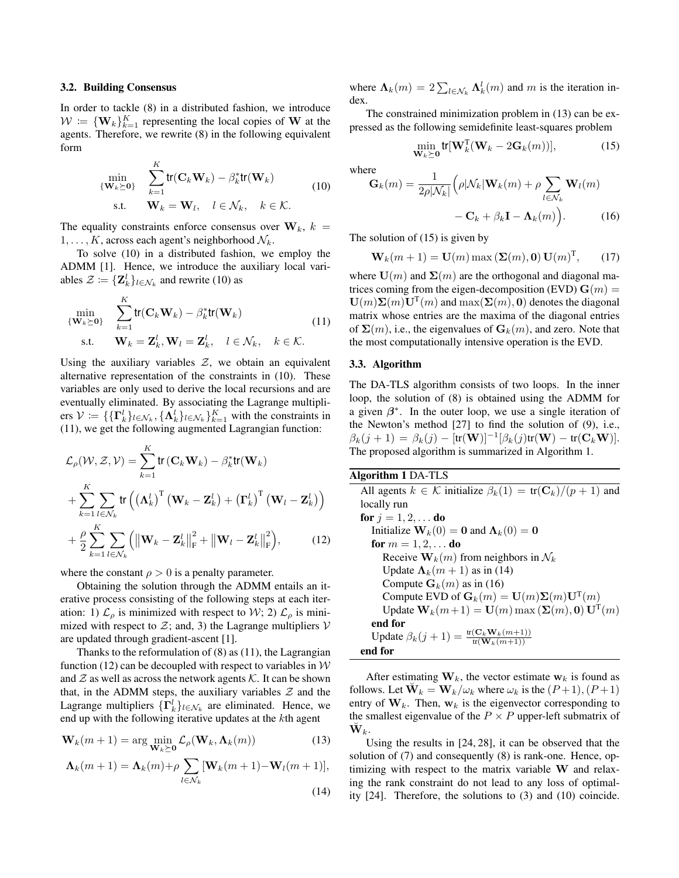### 3.2. Building Consensus

In order to tackle (8) in a distributed fashion, we introduce $\mathcal{W} \coloneqq \{\mathbf{W}_k\}_{k=1}^K$ representing the local copies of $\mathbf{W}$ at the agents. Therefore, we rewrite (8) in the following equivalent form

$$\begin{aligned} \min_{\{\mathbf{W}_k \succeq \mathbf{0}\}} \quad & \sum_{k=1}^{K} \mathsf{tr}(\mathbf{C}_k \mathbf{W}_k) - \beta_k^* \mathsf{tr}(\mathbf{W}_k) \\ \text{s.t.} \quad & \mathbf{W}_k = \mathbf{W}_l, \quad l \in \mathcal{N}_k, \quad k \in \mathcal{K}. \end{aligned} \tag{10}$$

The equality constraints enforce consensus over $\mathbf{W}_k$, $k = 1, \dots, K$, across each agent's neighborhood $\mathcal{N}_k$.

To solve (10) in a distributed fashion, we employ the ADMM [1]. Hence, we introduce the auxiliary local variables $\mathcal{Z} \coloneqq \{\mathbf{Z}_k^l\}_{l \in \mathcal{N}_k}$ and rewrite (10) as

$$\begin{aligned} \min_{\{\mathbf{W}_k \succeq \mathbf{0}\}} \quad & \sum_{k=1}^{K} \mathsf{tr}(\mathbf{C}_k \mathbf{W}_k) - \beta_k^* \mathsf{tr}(\mathbf{W}_k) \\ \text{s.t.} \quad & \mathbf{W}_k = \mathbf{Z}_k^l, \mathbf{W}_l = \mathbf{Z}_k^l, \quad l \in \mathcal{N}_k, \quad k \in \mathcal{K}. \end{aligned} \tag{11}$$

Using the auxiliary variables $\mathcal{Z}$, we obtain an equivalent alternative representation of the constraints in (10). These variables are only used to derive the local recursions and are eventually eliminated. By associating the Lagrange multipliers $\mathcal{V} \coloneqq \{\{\mathbf{\Gamma}_k^l\}_{l \in \mathcal{N}_k}, \{\mathbf{\Lambda}_k^l\}_{l \in \mathcal{N}_k}\}_{k=1}^K$ with the constraints in (11), we get the following augmented Lagrangian function:

$$\begin{aligned} \mathcal{L}_\rho(\mathcal{W}, \mathcal{Z}, \mathcal{V}) &= \sum_{k=1}^{K} \mathsf{tr}\left(\mathbf{C}_k \mathbf{W}_k\right) - \beta_k^* \mathsf{tr}(\mathbf{W}_k) \\ &+ \sum_{k=1}^{K} \sum_{l \in \mathcal{N}_k} \mathsf{tr}\left( \left(\mathbf{\Lambda}_k^l\right)^{\mathsf{T}} \left(\mathbf{W}_k - \mathbf{Z}_k^l\right) + \left(\mathbf{\Gamma}_k^l\right)^{\mathsf{T}} \left(\mathbf{W}_l - \mathbf{Z}_k^l\right) \right) \\ &+ \frac{\rho}{2} \sum_{k=1}^{K} \sum_{l \in \mathcal{N}_k} \left( \left\|\mathbf{W}_k - \mathbf{Z}_k^l\right\|_{\mathrm{F}}^2 + \left\|\mathbf{W}_l - \mathbf{Z}_k^l\right\|_{\mathrm{F}}^2 \right), \end{aligned} \tag{12}$$

where the constant $\rho > 0$ is a penalty parameter.

Obtaining the solution through the ADMM entails an iterative process consisting of the following steps at each iteration: 1) $\mathcal{L}_\rho$ is minimized with respect to $\mathcal{W}$; 2) $\mathcal{L}_\rho$ is minimized with respect to $\mathcal{Z}$; and, 3) the Lagrange multipliers $\mathcal{V}$ are updated through gradient-ascent [1].

Thanks to the reformulation of (8) as (11), the Lagrangian function (12) can be decoupled with respect to variables in $\mathcal{W}$ and $\mathcal{Z}$ as well as across the network agents $\mathcal{K}$. It can be shown that, in the ADMM steps, the auxiliary variables $\mathcal{Z}$ and the Lagrange multipliers $\{\mathbf{\Gamma}_k^l\}_{l \in \mathcal{N}_k}$ are eliminated. Hence, we end up with the following iterative updates at the $k$th agent

$$\mathbf{W}_k(m+1) = \arg\min_{\mathbf{W}_k \succeq \mathbf{0}} \mathcal{L}_\rho(\mathbf{W}_k, \mathbf{\Lambda}_k(m)) \tag{13}$$

$$\mathbf{\Lambda}_k(m+1) = \mathbf{\Lambda}_k(m) + \rho \sum_{l \in \mathcal{N}_k} [\mathbf{W}_k(m+1) - \mathbf{W}_l(m+1)], \tag{14}$$

where $\mathbf{\Lambda}_k(m) = 2 \sum_{l \in \mathcal{N}_k} \mathbf{\Lambda}_k^l(m)$ and $m$ is the iteration index.

The constrained minimization problem in (13) can be expressed as the following semidefinite least-squares problem

$$\min_{\mathbf{W}_k \succeq \mathbf{0}} \mathsf{tr}[\mathbf{W}_k^{\mathsf{T}}(\mathbf{W}_k - 2\mathbf{G}_k(m))], \tag{15}$$

where

$$\begin{aligned} \mathbf{G}_k(m) = \frac{1}{2\rho|\mathcal{N}_k|} \Big( & \rho|\mathcal{N}_k|\mathbf{W}_k(m) + \rho \sum_{l \in \mathcal{N}_k} \mathbf{W}_l(m) \\ & - \mathbf{C}_k + \beta_k \mathbf{I} - \mathbf{\Lambda}_k(m) \Big). \end{aligned} \tag{16}$$

The solution of (15) is given by

$$\mathbf{W}_k(m+1) = \mathbf{U}(m) \max\left(\mathbf{\Sigma}(m), \mathbf{0}\right) \mathbf{U}(m)^{\mathsf{T}}, \tag{17}$$

where $\mathbf{U}(m)$ and $\mathbf{\Sigma}(m)$ are the orthogonal and diagonal matrices coming from the eigen-decomposition (EVD) $\mathbf{G}(m) = \mathbf{U}(m)\mathbf{\Sigma}(m)\mathbf{U}^{\mathsf{T}}(m)$ and $\max(\mathbf{\Sigma}(m), \mathbf{0})$ denotes the diagonal matrix whose entries are the maxima of the diagonal entries of $\mathbf{\Sigma}(m)$, i.e., the eigenvalues of $\mathbf{G}_k(m)$, and zero. Note that the most computationally intensive operation is the EVD.

### 3.3. Algorithm

The DA-TLS algorithm consists of two loops. In the inner loop, the solution of (8) is obtained using the ADMM for a given $\boldsymbol{\beta}^*$. In the outer loop, we use a single iteration of the Newton's method [27] to find the solution of (9), i.e., $\beta_k(j+1) = \beta_k(j) - [\mathsf{tr}(\mathbf{W})]^{-1}[\beta_k(j)\mathsf{tr}(\mathbf{W}) - \mathsf{tr}(\mathbf{C}_k\mathbf{W})]$. The proposed algorithm is summarized in Algorithm 1.

**Algorithm 1** DA-TLS

```
All agents k ∈ K initialize β_k(1) = tr(C_k)/(p + 1) and
locally run
for j = 1, 2, ... do
    Initialize W_k(0) = 0 and Λ_k(0) = 0
    for m = 1, 2, ... do
        Receive W_k(m) from neighbors in N_k
        Update Λ_k(m + 1) as in (14)
        Compute G_k(m) as in (16)
        Compute EVD of G_k(m) = U(m)Σ(m)U^T(m)
        Update W_k(m+1) = U(m) max(Σ(m), 0) U^T(m)
    end for
    Update β_k(j + 1) = tr(C_k W_k(m+1)) / tr(W_k(m+1))
end for
```

After estimating $\mathbf{W}_k$, the vector estimate $\mathbf{w}_k$ is found as follows. Let $\breve{\mathbf{W}}_k = \mathbf{W}_k/\omega_k$ where $\omega_k$ is the $(P+1),(P+1)$ entry of $\mathbf{W}_k$. Then, $\mathbf{w}_k$ is the eigenvector corresponding to the smallest eigenvalue of the $P \times P$ upper-left submatrix of $\breve{\mathbf{W}}_k$.

Using the results in [24, 28], it can be observed that the solution of (7) and consequently (8) is rank-one. Hence, optimizing with respect to the matrix variable $\mathbf{W}$ and relaxing the rank constraint do not lead to any loss of optimality [24]. Therefore, the solutions to (3) and (10) coincide.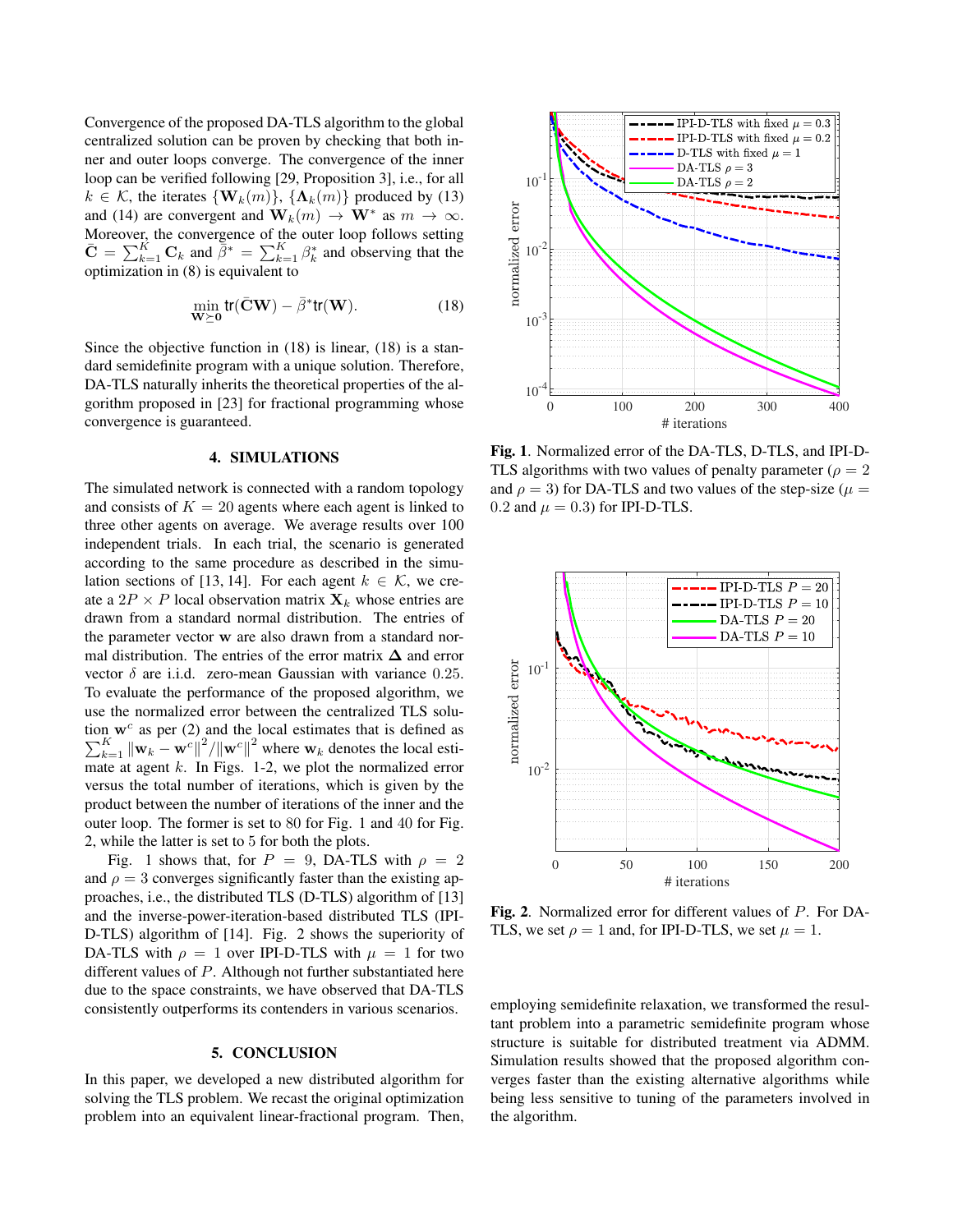Convergence of the proposed DA-TLS algorithm to the global centralized solution can be proven by checking that both inner and outer loops converge. The convergence of the inner loop can be verified following [29, Proposition 3], i.e., for all $k \in \mathcal{K}$, the iterates $\{\mathbf{W}_k(m)\}$, $\{\mathbf{\Lambda}_k(m)\}$ produced by (13) and (14) are convergent and $\mathbf{W}_k(m) \to \mathbf{W}^*$ as $m \to \infty$. Moreover, the convergence of the outer loop follows setting $\bar{\mathbf{C}} = \sum_{k=1}^{K} \mathbf{C}_k$ and $\bar{\beta}^* = \sum_{k=1}^{K} \beta_k^*$ and observing that the optimization in (8) is equivalent to

$$\min_{\mathbf{W} \succeq \mathbf{0}} \mathrm{tr}(\bar{\mathbf{C}}\mathbf{W}) - \bar{\beta}^* \mathrm{tr}(\mathbf{W}). \tag{18}$$

Since the objective function in (18) is linear, (18) is a standard semidefinite program with a unique solution. Therefore, DA-TLS naturally inherits the theoretical properties of the algorithm proposed in [23] for fractional programming whose convergence is guaranteed.

## 4. SIMULATIONS

The simulated network is connected with a random topology and consists of $K = 20$ agents where each agent is linked to three other agents on average. We average results over 100 independent trials. In each trial, the scenario is generated according to the same procedure as described in the simulation sections of [13, 14]. For each agent $k \in \mathcal{K}$, we create a $2P \times P$ local observation matrix $\mathbf{X}_k$ whose entries are drawn from a standard normal distribution. The entries of the parameter vector $\mathbf{w}$ are also drawn from a standard normal distribution. The entries of the error matrix $\mathbf{\Delta}$ and error vector $\delta$ are i.i.d. zero-mean Gaussian with variance 0.25. To evaluate the performance of the proposed algorithm, we use the normalized error between the centralized TLS solution $\mathbf{w}^c$ as per (2) and the local estimates that is defined as $\sum_{k=1}^{K} \|\mathbf{w}_k - \mathbf{w}^c\|^2 / \|\mathbf{w}^c\|^2$ where $\mathbf{w}_k$ denotes the local estimate at agent $k$. In Figs. 1-2, we plot the normalized error versus the total number of iterations, which is given by the product between the number of iterations of the inner and the outer loop. The former is set to 80 for Fig. 1 and 40 for Fig. 2, while the latter is set to 5 for both the plots.

Fig. 1 shows that, for $P = 9$, DA-TLS with $\rho = 2$ and $\rho = 3$ converges significantly faster than the existing approaches, i.e., the distributed TLS (D-TLS) algorithm of [13] and the inverse-power-iteration-based distributed TLS (IPI-D-TLS) algorithm of [14]. Fig. 2 shows the superiority of DA-TLS with $\rho = 1$ over IPI-D-TLS with $\mu = 1$ for two different values of $P$. Although not further substantiated here due to the space constraints, we have observed that DA-TLS consistently outperforms its contenders in various scenarios.

## 5. CONCLUSION

In this paper, we developed a new distributed algorithm for solving the TLS problem. We recast the original optimization problem into an equivalent linear-fractional program. Then, employing semidefinite relaxation, we transformed the resultant problem into a parametric semidefinite program whose structure is suitable for distributed treatment via ADMM. Simulation results showed that the proposed algorithm converges faster than the existing alternative algorithms while being less sensitive to tuning of the parameters involved in the algorithm.

**Fig. 1**. Normalized error of the DA-TLS, D-TLS, and IPI-D-TLS algorithms with two values of penalty parameter ($\rho = 2$ and $\rho = 3$) for DA-TLS and two values of the step-size ($\mu = 0.2$ and $\mu = 0.3$) for IPI-D-TLS.

**Fig. 2**. Normalized error for different values of $P$. For DA-TLS, we set $\rho = 1$ and, for IPI-D-TLS, we set $\mu = 1$.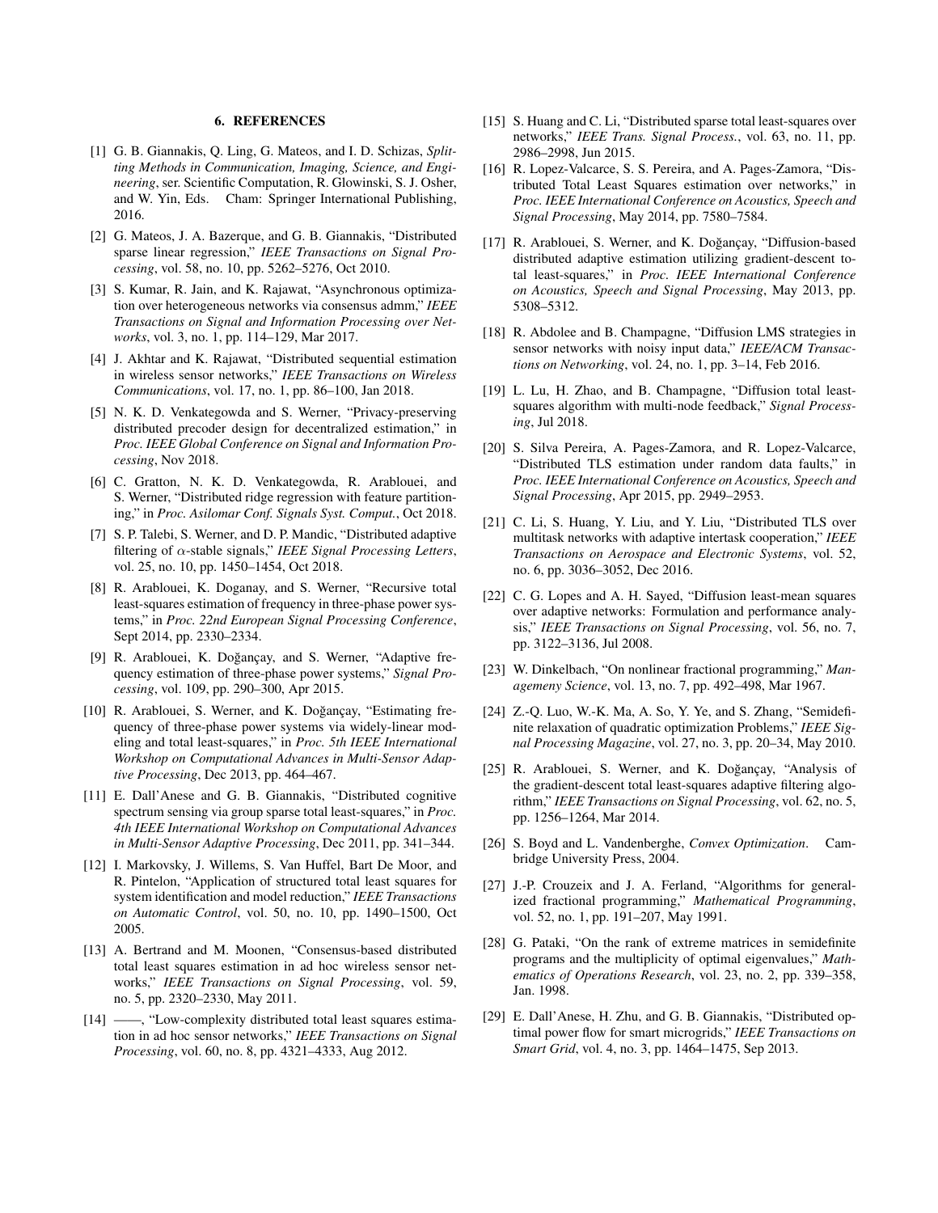## 6. REFERENCES

[1] G. B. Giannakis, Q. Ling, G. Mateos, and I. D. Schizas, *Splitting Methods in Communication, Imaging, Science, and Engineering*, ser. Scientific Computation, R. Glowinski, S. J. Osher, and W. Yin, Eds. Cham: Springer International Publishing, 2016.

[2] G. Mateos, J. A. Bazerque, and G. B. Giannakis, "Distributed sparse linear regression," *IEEE Transactions on Signal Processing*, vol. 58, no. 10, pp. 5262–5276, Oct 2010.

[3] S. Kumar, R. Jain, and K. Rajawat, "Asynchronous optimization over heterogeneous networks via consensus admm," *IEEE Transactions on Signal and Information Processing over Networks*, vol. 3, no. 1, pp. 114–129, Mar 2017.

[4] J. Akhtar and K. Rajawat, "Distributed sequential estimation in wireless sensor networks," *IEEE Transactions on Wireless Communications*, vol. 17, no. 1, pp. 86–100, Jan 2018.

[5] N. K. D. Venkategowda and S. Werner, "Privacy-preserving distributed precoder design for decentralized estimation," in *Proc. IEEE Global Conference on Signal and Information Processing*, Nov 2018.

[6] C. Gratton, N. K. D. Venkategowda, R. Arablouei, and S. Werner, "Distributed ridge regression with feature partitioning," in *Proc. Asilomar Conf. Signals Syst. Comput.*, Oct 2018.

[7] S. P. Talebi, S. Werner, and D. P. Mandic, "Distributed adaptive filtering of $\alpha$-stable signals," *IEEE Signal Processing Letters*, vol. 25, no. 10, pp. 1450–1454, Oct 2018.

[8] R. Arablouei, K. Doganay, and S. Werner, "Recursive total least-squares estimation of frequency in three-phase power systems," in *Proc. 22nd European Signal Processing Conference*, Sept 2014, pp. 2330–2334.

[9] R. Arablouei, K. Doğançay, and S. Werner, "Adaptive frequency estimation of three-phase power systems," *Signal Processing*, vol. 109, pp. 290–300, Apr 2015.

[10] R. Arablouei, S. Werner, and K. Doğançay, "Estimating frequency of three-phase power systems via widely-linear modeling and total least-squares," in *Proc. 5th IEEE International Workshop on Computational Advances in Multi-Sensor Adaptive Processing*, Dec 2013, pp. 464–467.

[11] E. Dall'Anese and G. B. Giannakis, "Distributed cognitive spectrum sensing via group sparse total least-squares," in *Proc. 4th IEEE International Workshop on Computational Advances in Multi-Sensor Adaptive Processing*, Dec 2011, pp. 341–344.

[12] I. Markovsky, J. Willems, S. Van Huffel, Bart De Moor, and R. Pintelon, "Application of structured total least squares for system identification and model reduction," *IEEE Transactions on Automatic Control*, vol. 50, no. 10, pp. 1490–1500, Oct 2005.

[13] A. Bertrand and M. Moonen, "Consensus-based distributed total least squares estimation in ad hoc wireless sensor networks," *IEEE Transactions on Signal Processing*, vol. 59, no. 5, pp. 2320–2330, May 2011.

[14] ——, "Low-complexity distributed total least squares estimation in ad hoc sensor networks," *IEEE Transactions on Signal Processing*, vol. 60, no. 8, pp. 4321–4333, Aug 2012.

[15] S. Huang and C. Li, "Distributed sparse total least-squares over networks," *IEEE Trans. Signal Process.*, vol. 63, no. 11, pp. 2986–2998, Jun 2015.

[16] R. Lopez-Valcarce, S. S. Pereira, and A. Pages-Zamora, "Distributed Total Least Squares estimation over networks," in *Proc. IEEE International Conference on Acoustics, Speech and Signal Processing*, May 2014, pp. 7580–7584.

[17] R. Arablouei, S. Werner, and K. Doğançay, "Diffusion-based distributed adaptive estimation utilizing gradient-descent total least-squares," in *Proc. IEEE International Conference on Acoustics, Speech and Signal Processing*, May 2013, pp. 5308–5312.

[18] R. Abdolee and B. Champagne, "Diffusion LMS strategies in sensor networks with noisy input data," *IEEE/ACM Transactions on Networking*, vol. 24, no. 1, pp. 3–14, Feb 2016.

[19] L. Lu, H. Zhao, and B. Champagne, "Diffusion total least-squares algorithm with multi-node feedback," *Signal Processing*, Jul 2018.

[20] S. Silva Pereira, A. Pages-Zamora, and R. Lopez-Valcarce, "Distributed TLS estimation under random data faults," in *Proc. IEEE International Conference on Acoustics, Speech and Signal Processing*, Apr 2015, pp. 2949–2953.

[21] C. Li, S. Huang, Y. Liu, and Y. Liu, "Distributed TLS over multitask networks with adaptive intertask cooperation," *IEEE Transactions on Aerospace and Electronic Systems*, vol. 52, no. 6, pp. 3036–3052, Dec 2016.

[22] C. G. Lopes and A. H. Sayed, "Diffusion least-mean squares over adaptive networks: Formulation and performance analysis," *IEEE Transactions on Signal Processing*, vol. 56, no. 7, pp. 3122–3136, Jul 2008.

[23] W. Dinkelbach, "On nonlinear fractional programming," *Managemeny Science*, vol. 13, no. 7, pp. 492–498, Mar 1967.

[24] Z.-Q. Luo, W.-K. Ma, A. So, Y. Ye, and S. Zhang, "Semidefinite relaxation of quadratic optimization Problems," *IEEE Signal Processing Magazine*, vol. 27, no. 3, pp. 20–34, May 2010.

[25] R. Arablouei, S. Werner, and K. Doğançay, "Analysis of the gradient-descent total least-squares adaptive filtering algorithm," *IEEE Transactions on Signal Processing*, vol. 62, no. 5, pp. 1256–1264, Mar 2014.

[26] S. Boyd and L. Vandenberghe, *Convex Optimization*. Cambridge University Press, 2004.

[27] J.-P. Crouzeix and J. A. Ferland, "Algorithms for generalized fractional programming," *Mathematical Programming*, vol. 52, no. 1, pp. 191–207, May 1991.

[28] G. Pataki, "On the rank of extreme matrices in semidefinite programs and the multiplicity of optimal eigenvalues," *Mathematics of Operations Research*, vol. 23, no. 2, pp. 339–358, Jan. 1998.

[29] E. Dall'Anese, H. Zhu, and G. B. Giannakis, "Distributed optimal power flow for smart microgrids," *IEEE Transactions on Smart Grid*, vol. 4, no. 3, pp. 1464–1475, Sep 2013.